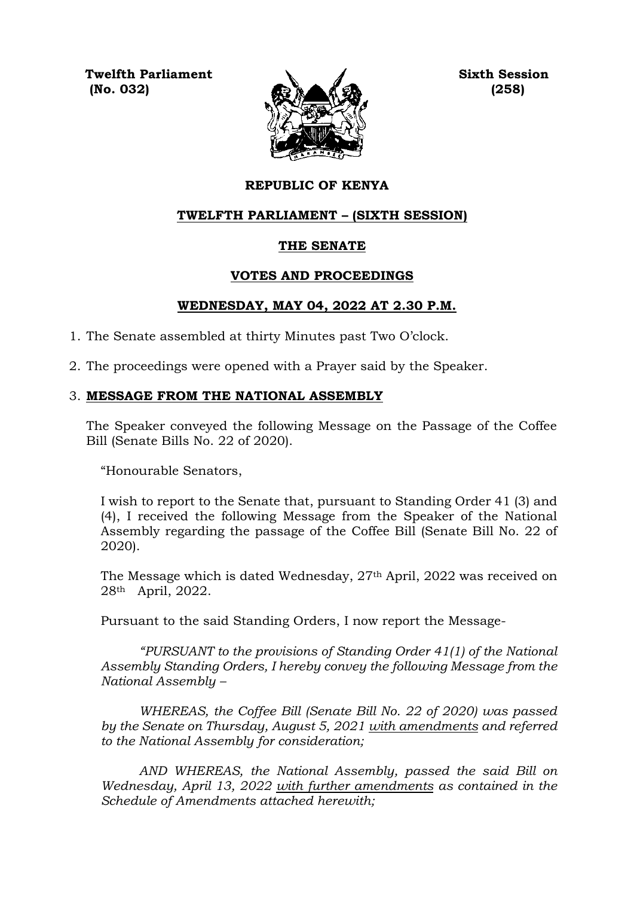**Twelfth Parliament**
**(No. 032)**

**Sixth Session**
**(258)**

**REPUBLIC OF KENYA**

**TWELFTH PARLIAMENT – (SIXTH SESSION)**

**THE SENATE**

**VOTES AND PROCEEDINGS**

**WEDNESDAY, MAY 04, 2022 AT 2.30 P.M.**

1. The Senate assembled at thirty Minutes past Two O'clock.

2. The proceedings were opened with a Prayer said by the Speaker.

3. **MESSAGE FROM THE NATIONAL ASSEMBLY**

   The Speaker conveyed the following Message on the Passage of the Coffee Bill (Senate Bills No. 22 of 2020).

   "Honourable Senators,

   I wish to report to the Senate that, pursuant to Standing Order 41 (3) and (4), I received the following Message from the Speaker of the National Assembly regarding the passage of the Coffee Bill (Senate Bill No. 22 of 2020).

   The Message which is dated Wednesday, 27th April, 2022 was received on 28th April, 2022.

   Pursuant to the said Standing Orders, I now report the Message-

   *"PURSUANT to the provisions of Standing Order 41(1) of the National Assembly Standing Orders, I hereby convey the following Message from the National Assembly –*

   *WHEREAS, the Coffee Bill (Senate Bill No. 22 of 2020) was passed by the Senate on Thursday, August 5, 2021 with amendments and referred to the National Assembly for consideration;*

   *AND WHEREAS, the National Assembly, passed the said Bill on Wednesday, April 13, 2022 with further amendments as contained in the Schedule of Amendments attached herewith;*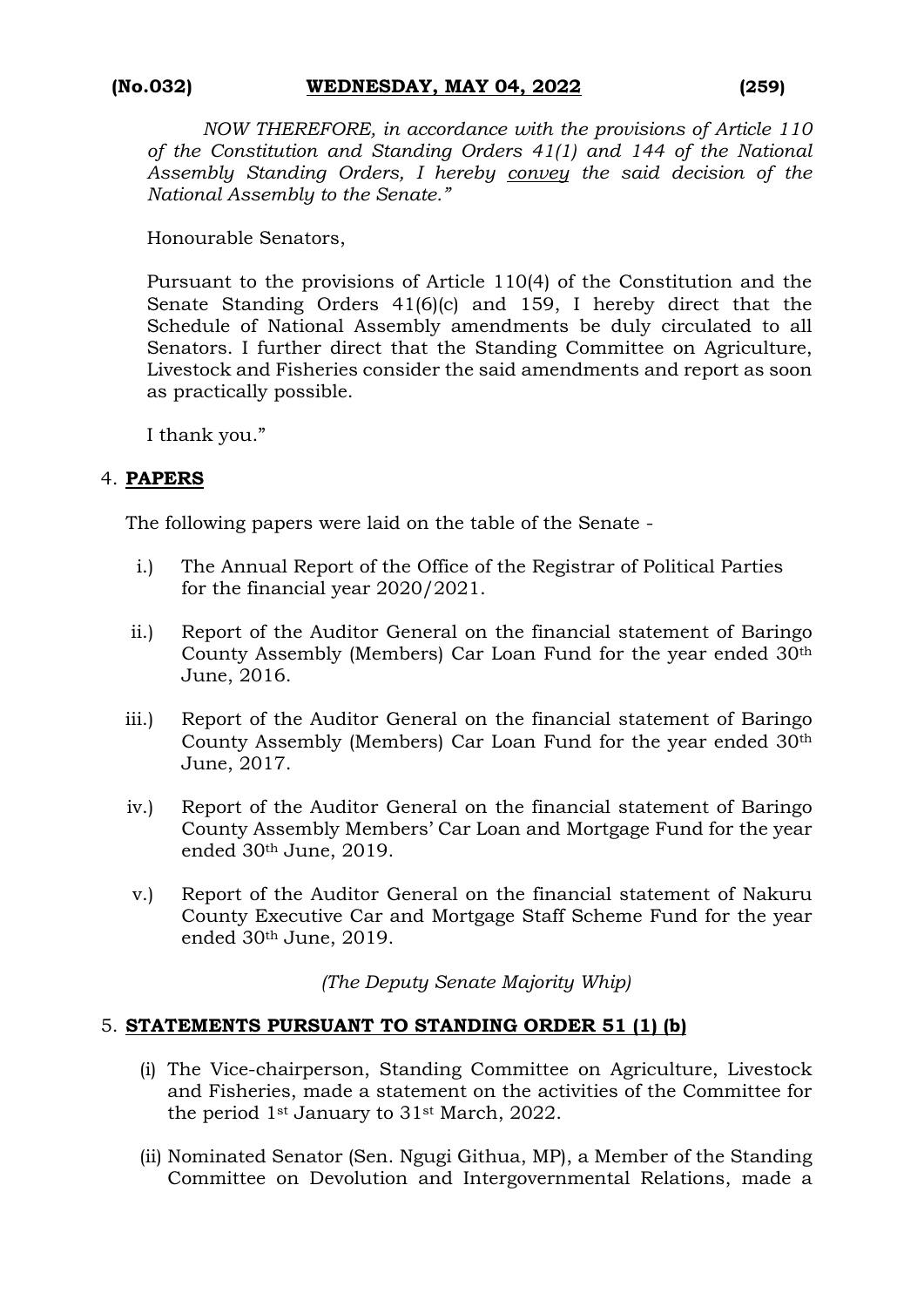*NOW THEREFORE, in accordance with the provisions of Article 110 of the Constitution and Standing Orders 41(1) and 144 of the National Assembly Standing Orders, I hereby convey the said decision of the National Assembly to the Senate."*

Honourable Senators,

Pursuant to the provisions of Article 110(4) of the Constitution and the Senate Standing Orders 41(6)(c) and 159, I hereby direct that the Schedule of National Assembly amendments be duly circulated to all Senators. I further direct that the Standing Committee on Agriculture, Livestock and Fisheries consider the said amendments and report as soon as practically possible.

I thank you."

4. **PAPERS**

The following papers were laid on the table of the Senate -

i.) The Annual Report of the Office of the Registrar of Political Parties for the financial year 2020/2021.

ii.) Report of the Auditor General on the financial statement of Baringo County Assembly (Members) Car Loan Fund for the year ended 30th June, 2016.

iii.) Report of the Auditor General on the financial statement of Baringo County Assembly (Members) Car Loan Fund for the year ended 30th June, 2017.

iv.) Report of the Auditor General on the financial statement of Baringo County Assembly Members' Car Loan and Mortgage Fund for the year ended 30th June, 2019.

v.) Report of the Auditor General on the financial statement of Nakuru County Executive Car and Mortgage Staff Scheme Fund for the year ended 30th June, 2019.

*(The Deputy Senate Majority Whip)*

5. **STATEMENTS PURSUANT TO STANDING ORDER 51 (1) (b)**

(i) The Vice-chairperson, Standing Committee on Agriculture, Livestock and Fisheries, made a statement on the activities of the Committee for the period 1st January to 31st March, 2022.

(ii) Nominated Senator (Sen. Ngugi Githua, MP), a Member of the Standing Committee on Devolution and Intergovernmental Relations, made a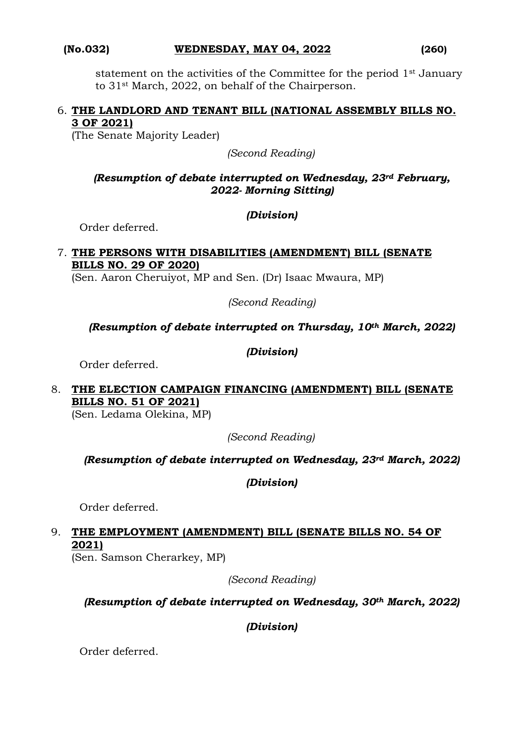statement on the activities of the Committee for the period 1st January to 31st March, 2022, on behalf of the Chairperson.

6. **THE LANDLORD AND TENANT BILL (NATIONAL ASSEMBLY BILLS NO. 3 OF 2021)**
(The Senate Majority Leader)

*(Second Reading)*

***(Resumption of debate interrupted on Wednesday, 23rd February, 2022- Morning Sitting)***

***(Division)***

Order deferred.

7. **THE PERSONS WITH DISABILITIES (AMENDMENT) BILL (SENATE BILLS NO. 29 OF 2020)**
(Sen. Aaron Cheruiyot, MP and Sen. (Dr) Isaac Mwaura, MP)

*(Second Reading)*

***(Resumption of debate interrupted on Thursday, 10th March, 2022)***

***(Division)***

Order deferred.

8. **THE ELECTION CAMPAIGN FINANCING (AMENDMENT) BILL (SENATE BILLS NO. 51 OF 2021)**
(Sen. Ledama Olekina, MP)

*(Second Reading)*

***(Resumption of debate interrupted on Wednesday, 23rd March, 2022)***

***(Division)***

Order deferred.

9. **THE EMPLOYMENT (AMENDMENT) BILL (SENATE BILLS NO. 54 OF 2021)**
(Sen. Samson Cherarkey, MP)

*(Second Reading)*

***(Resumption of debate interrupted on Wednesday, 30th March, 2022)***

***(Division)***

Order deferred.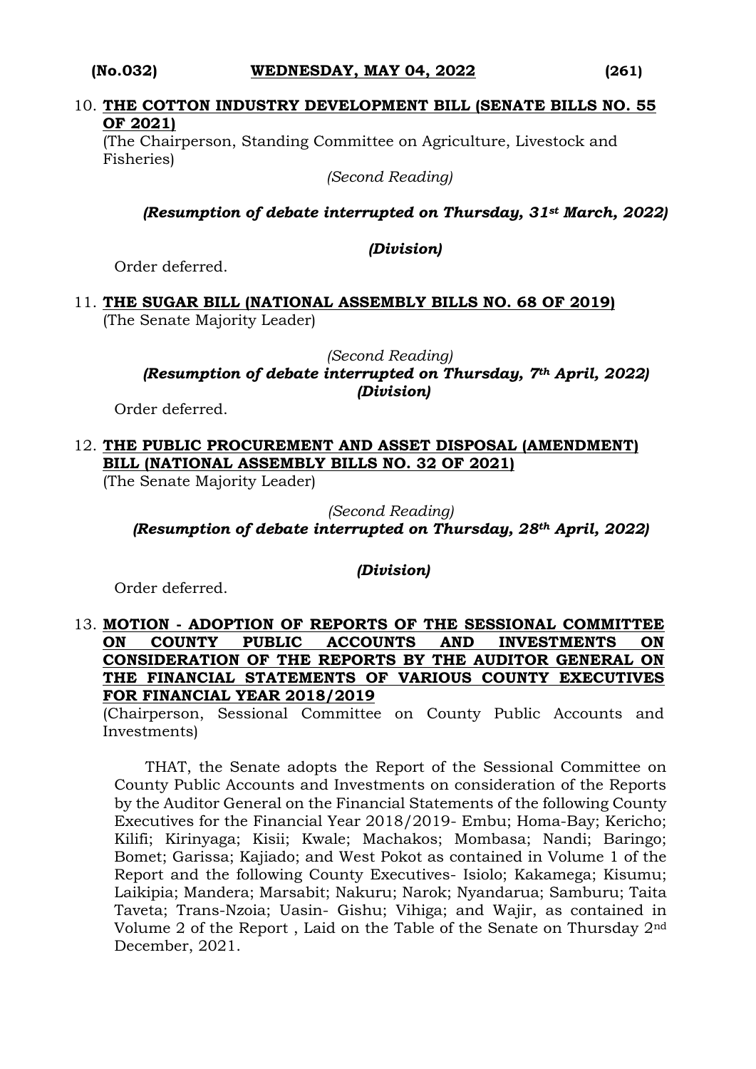10. **THE COTTON INDUSTRY DEVELOPMENT BILL (SENATE BILLS NO. 55 OF 2021)**
(The Chairperson, Standing Committee on Agriculture, Livestock and Fisheries)

*(Second Reading)*

***(Resumption of debate interrupted on Thursday, 31st March, 2022)***

***(Division)***

Order deferred.

11. **THE SUGAR BILL (NATIONAL ASSEMBLY BILLS NO. 68 OF 2019)**
(The Senate Majority Leader)

*(Second Reading)*
***(Resumption of debate interrupted on Thursday, 7th April, 2022)***
***(Division)***

Order deferred.

12. **THE PUBLIC PROCUREMENT AND ASSET DISPOSAL (AMENDMENT) BILL (NATIONAL ASSEMBLY BILLS NO. 32 OF 2021)**
(The Senate Majority Leader)

*(Second Reading)*
***(Resumption of debate interrupted on Thursday, 28th April, 2022)***

***(Division)***

Order deferred.

13. **MOTION - ADOPTION OF REPORTS OF THE SESSIONAL COMMITTEE ON COUNTY PUBLIC ACCOUNTS AND INVESTMENTS ON CONSIDERATION OF THE REPORTS BY THE AUDITOR GENERAL ON THE FINANCIAL STATEMENTS OF VARIOUS COUNTY EXECUTIVES FOR FINANCIAL YEAR 2018/2019**
(Chairperson, Sessional Committee on County Public Accounts and Investments)

THAT, the Senate adopts the Report of the Sessional Committee on County Public Accounts and Investments on consideration of the Reports by the Auditor General on the Financial Statements of the following County Executives for the Financial Year 2018/2019- Embu; Homa-Bay; Kericho; Kilifi; Kirinyaga; Kisii; Kwale; Machakos; Mombasa; Nandi; Baringo; Bomet; Garissa; Kajiado; and West Pokot as contained in Volume 1 of the Report and the following County Executives- Isiolo; Kakamega; Kisumu; Laikipia; Mandera; Marsabit; Nakuru; Narok; Nyandarua; Samburu; Taita Taveta; Trans-Nzoia; Uasin- Gishu; Vihiga; and Wajir, as contained in Volume 2 of the Report , Laid on the Table of the Senate on Thursday 2nd December, 2021.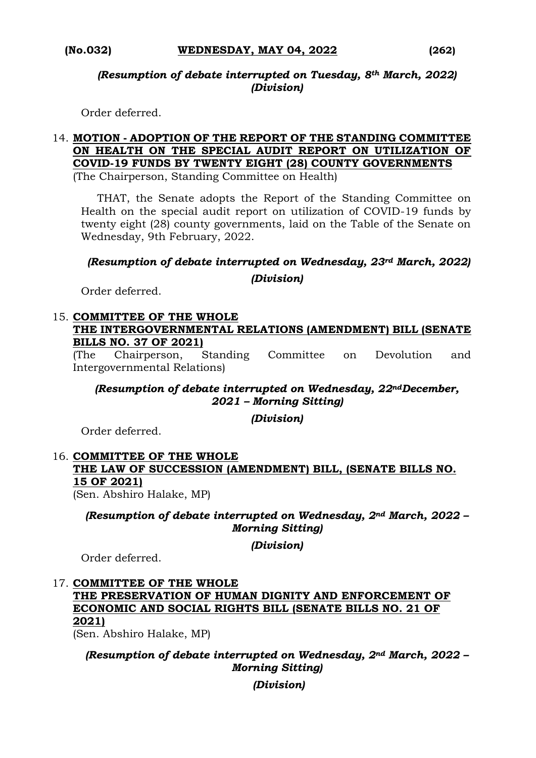*(Resumption of debate interrupted on Tuesday, 8th March, 2022)*
*(Division)*

Order deferred.

14. **MOTION - ADOPTION OF THE REPORT OF THE STANDING COMMITTEE ON HEALTH ON THE SPECIAL AUDIT REPORT ON UTILIZATION OF COVID-19 FUNDS BY TWENTY EIGHT (28) COUNTY GOVERNMENTS**
(The Chairperson, Standing Committee on Health)

THAT, the Senate adopts the Report of the Standing Committee on Health on the special audit report on utilization of COVID-19 funds by twenty eight (28) county governments, laid on the Table of the Senate on Wednesday, 9th February, 2022.

*(Resumption of debate interrupted on Wednesday, 23rd March, 2022)*
*(Division)*

Order deferred.

15. **COMMITTEE OF THE WHOLE**
**THE INTERGOVERNMENTAL RELATIONS (AMENDMENT) BILL (SENATE BILLS NO. 37 OF 2021)**
(The Chairperson, Standing Committee on Devolution and Intergovernmental Relations)

*(Resumption of debate interrupted on Wednesday, 22nd December, 2021 – Morning Sitting)*
*(Division)*

Order deferred.

16. **COMMITTEE OF THE WHOLE**
**THE LAW OF SUCCESSION (AMENDMENT) BILL, (SENATE BILLS NO. 15 OF 2021)**
(Sen. Abshiro Halake, MP)

*(Resumption of debate interrupted on Wednesday, 2nd March, 2022 – Morning Sitting)*
*(Division)*

Order deferred.

17. **COMMITTEE OF THE WHOLE**
**THE PRESERVATION OF HUMAN DIGNITY AND ENFORCEMENT OF ECONOMIC AND SOCIAL RIGHTS BILL (SENATE BILLS NO. 21 OF 2021)**
(Sen. Abshiro Halake, MP)

*(Resumption of debate interrupted on Wednesday, 2nd March, 2022 – Morning Sitting)*
*(Division)*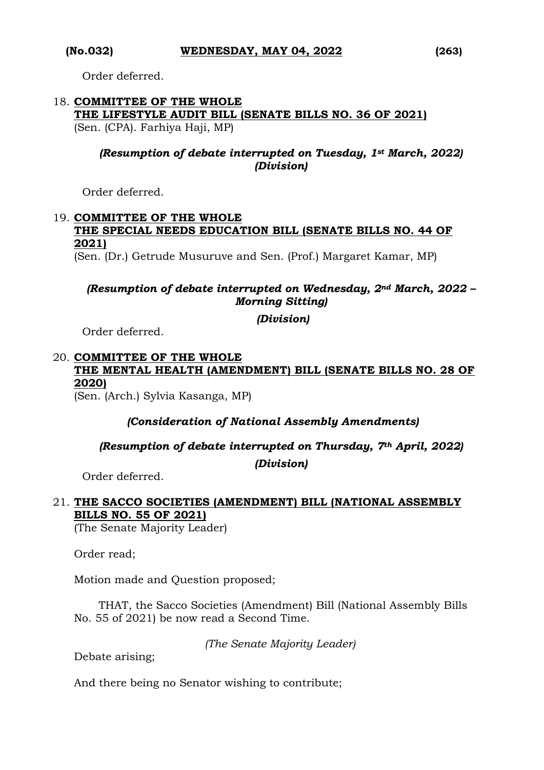Order deferred.

18. **COMMITTEE OF THE WHOLE**
    **THE LIFESTYLE AUDIT BILL (SENATE BILLS NO. 36 OF 2021)**
    (Sen. (CPA). Farhiya Haji, MP)

    ***(Resumption of debate interrupted on Tuesday, 1st March, 2022)***
    ***(Division)***

    Order deferred.

19. **COMMITTEE OF THE WHOLE**
    **THE SPECIAL NEEDS EDUCATION BILL (SENATE BILLS NO. 44 OF 2021)**
    (Sen. (Dr.) Getrude Musuruve and Sen. (Prof.) Margaret Kamar, MP)

    ***(Resumption of debate interrupted on Wednesday, 2nd March, 2022 – Morning Sitting)***

    ***(Division)***

    Order deferred.

20. **COMMITTEE OF THE WHOLE**
    **THE MENTAL HEALTH (AMENDMENT) BILL (SENATE BILLS NO. 28 OF 2020)**
    (Sen. (Arch.) Sylvia Kasanga, MP)

    ***(Consideration of National Assembly Amendments)***

    ***(Resumption of debate interrupted on Thursday, 7th April, 2022)***

    ***(Division)***

    Order deferred.

21. **THE SACCO SOCIETIES (AMENDMENT) BILL (NATIONAL ASSEMBLY BILLS NO. 55 OF 2021)**
    (The Senate Majority Leader)

    Order read;

    Motion made and Question proposed;

    THAT, the Sacco Societies (Amendment) Bill (National Assembly Bills No. 55 of 2021) be now read a Second Time.

    *(The Senate Majority Leader)*

    Debate arising;

    And there being no Senator wishing to contribute;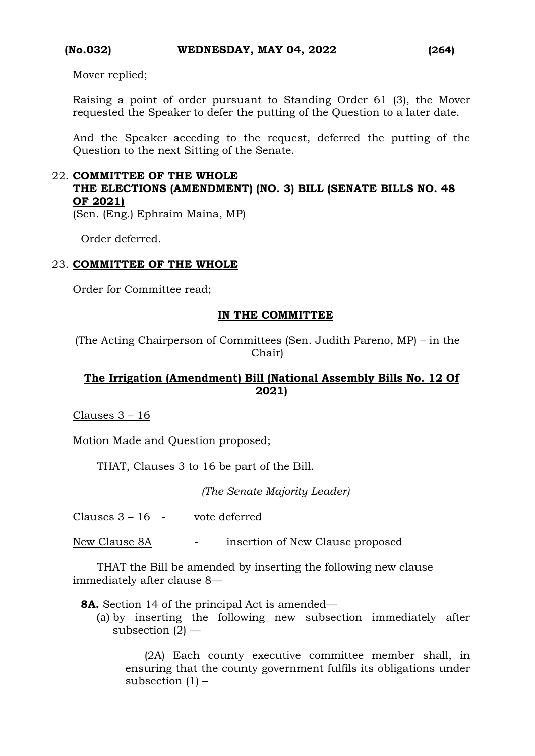Mover replied;

Raising a point of order pursuant to Standing Order 61 (3), the Mover requested the Speaker to defer the putting of the Question to a later date.

And the Speaker acceding to the request, deferred the putting of the Question to the next Sitting of the Senate.

22. **COMMITTEE OF THE WHOLE**
**THE ELECTIONS (AMENDMENT) (NO. 3) BILL (SENATE BILLS NO. 48 OF 2021)**
(Sen. (Eng.) Ephraim Maina, MP)

Order deferred.

23. **COMMITTEE OF THE WHOLE**

Order for Committee read;

**IN THE COMMITTEE**

(The Acting Chairperson of Committees (Sen. Judith Pareno, MP) – in the Chair)

**The Irrigation (Amendment) Bill (National Assembly Bills No. 12 Of 2021)**

Clauses 3 – 16

Motion Made and Question proposed;

THAT, Clauses 3 to 16 be part of the Bill.

*(The Senate Majority Leader)*

Clauses 3 – 16 - vote deferred

New Clause 8A - insertion of New Clause proposed

THAT the Bill be amended by inserting the following new clause immediately after clause 8—

**8A.** Section 14 of the principal Act is amended—

(a) by inserting the following new subsection immediately after subsection (2) —

(2A) Each county executive committee member shall, in ensuring that the county government fulfils its obligations under subsection (1) –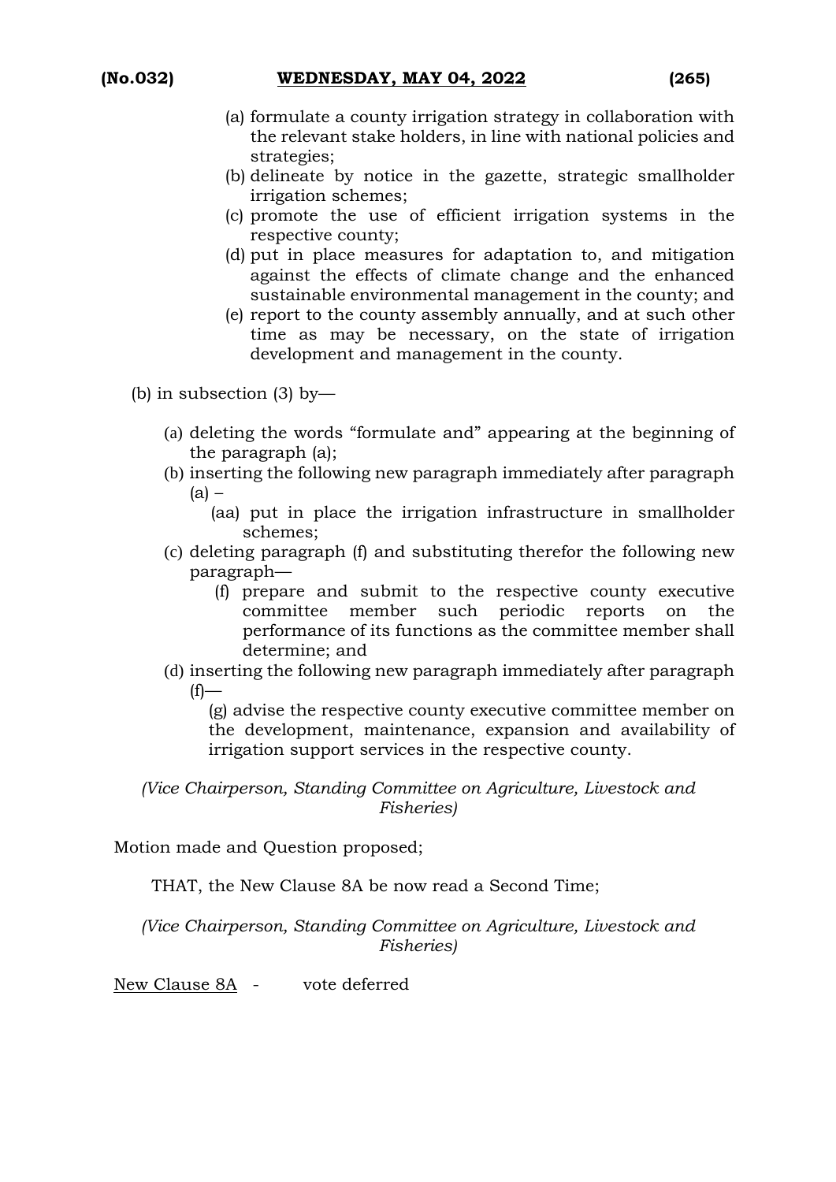(a) formulate a county irrigation strategy in collaboration with the relevant stake holders, in line with national policies and strategies;

(b) delineate by notice in the gazette, strategic smallholder irrigation schemes;

(c) promote the use of efficient irrigation systems in the respective county;

(d) put in place measures for adaptation to, and mitigation against the effects of climate change and the enhanced sustainable environmental management in the county; and

(e) report to the county assembly annually, and at such other time as may be necessary, on the state of irrigation development and management in the county.

(b) in subsection (3) by—

(a) deleting the words "formulate and" appearing at the beginning of the paragraph (a);

(b) inserting the following new paragraph immediately after paragraph (a) –

(aa) put in place the irrigation infrastructure in smallholder schemes;

(c) deleting paragraph (f) and substituting therefor the following new paragraph—

(f) prepare and submit to the respective county executive committee member such periodic reports on the performance of its functions as the committee member shall determine; and

(d) inserting the following new paragraph immediately after paragraph (f)—

(g) advise the respective county executive committee member on the development, maintenance, expansion and availability of irrigation support services in the respective county.

*(Vice Chairperson, Standing Committee on Agriculture, Livestock and Fisheries)*

Motion made and Question proposed;

THAT, the New Clause 8A be now read a Second Time;

*(Vice Chairperson, Standing Committee on Agriculture, Livestock and Fisheries)*

New Clause 8A - vote deferred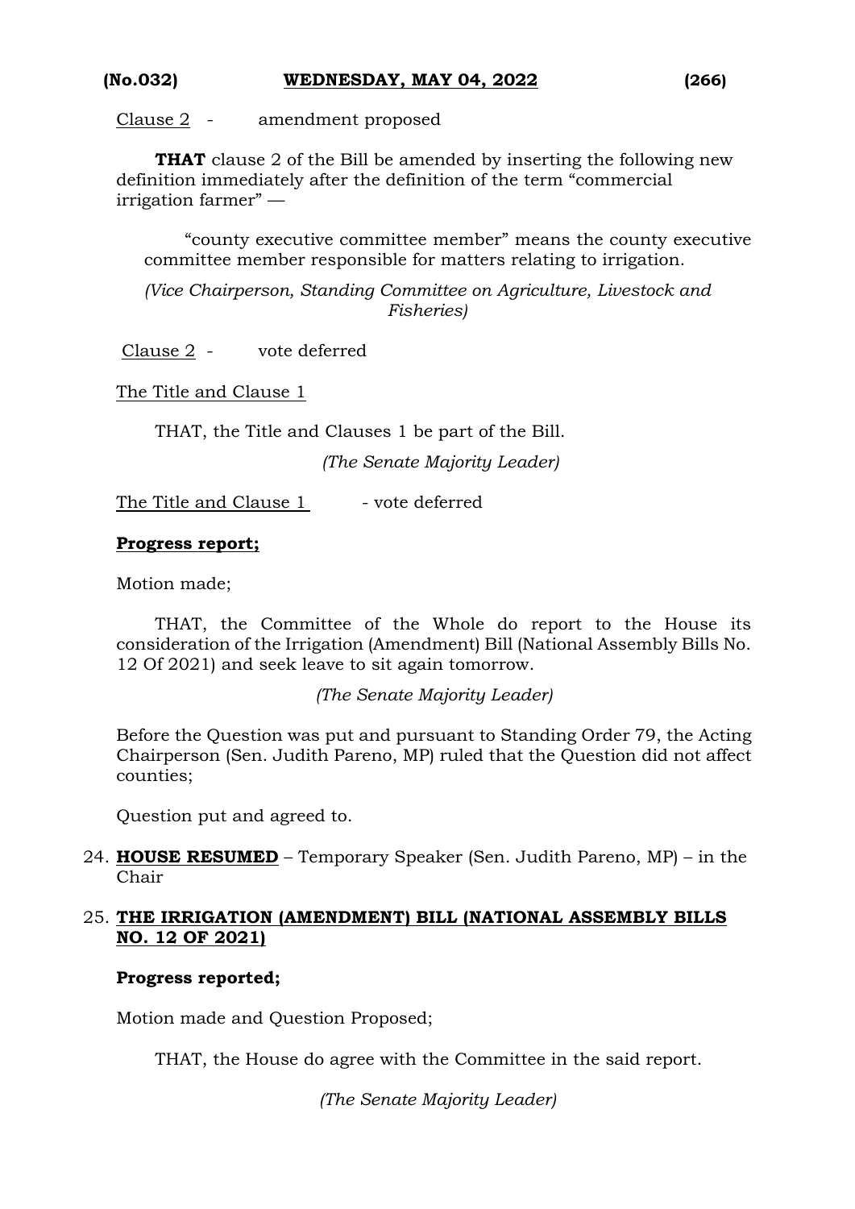Clause 2 - amendment proposed

**THAT** clause 2 of the Bill be amended by inserting the following new definition immediately after the definition of the term "commercial irrigation farmer" —

"county executive committee member" means the county executive committee member responsible for matters relating to irrigation.

*(Vice Chairperson, Standing Committee on Agriculture, Livestock and Fisheries)*

Clause 2 - vote deferred

The Title and Clause 1

THAT, the Title and Clauses 1 be part of the Bill.

*(The Senate Majority Leader)*

The Title and Clause 1 - vote deferred

**Progress report;**

Motion made;

THAT, the Committee of the Whole do report to the House its consideration of the Irrigation (Amendment) Bill (National Assembly Bills No. 12 Of 2021) and seek leave to sit again tomorrow.

*(The Senate Majority Leader)*

Before the Question was put and pursuant to Standing Order 79, the Acting Chairperson (Sen. Judith Pareno, MP) ruled that the Question did not affect counties;

Question put and agreed to.

24. **HOUSE RESUMED** – Temporary Speaker (Sen. Judith Pareno, MP) – in the Chair

25. **THE IRRIGATION (AMENDMENT) BILL (NATIONAL ASSEMBLY BILLS NO. 12 OF 2021)**

**Progress reported;**

Motion made and Question Proposed;

THAT, the House do agree with the Committee in the said report.

*(The Senate Majority Leader)*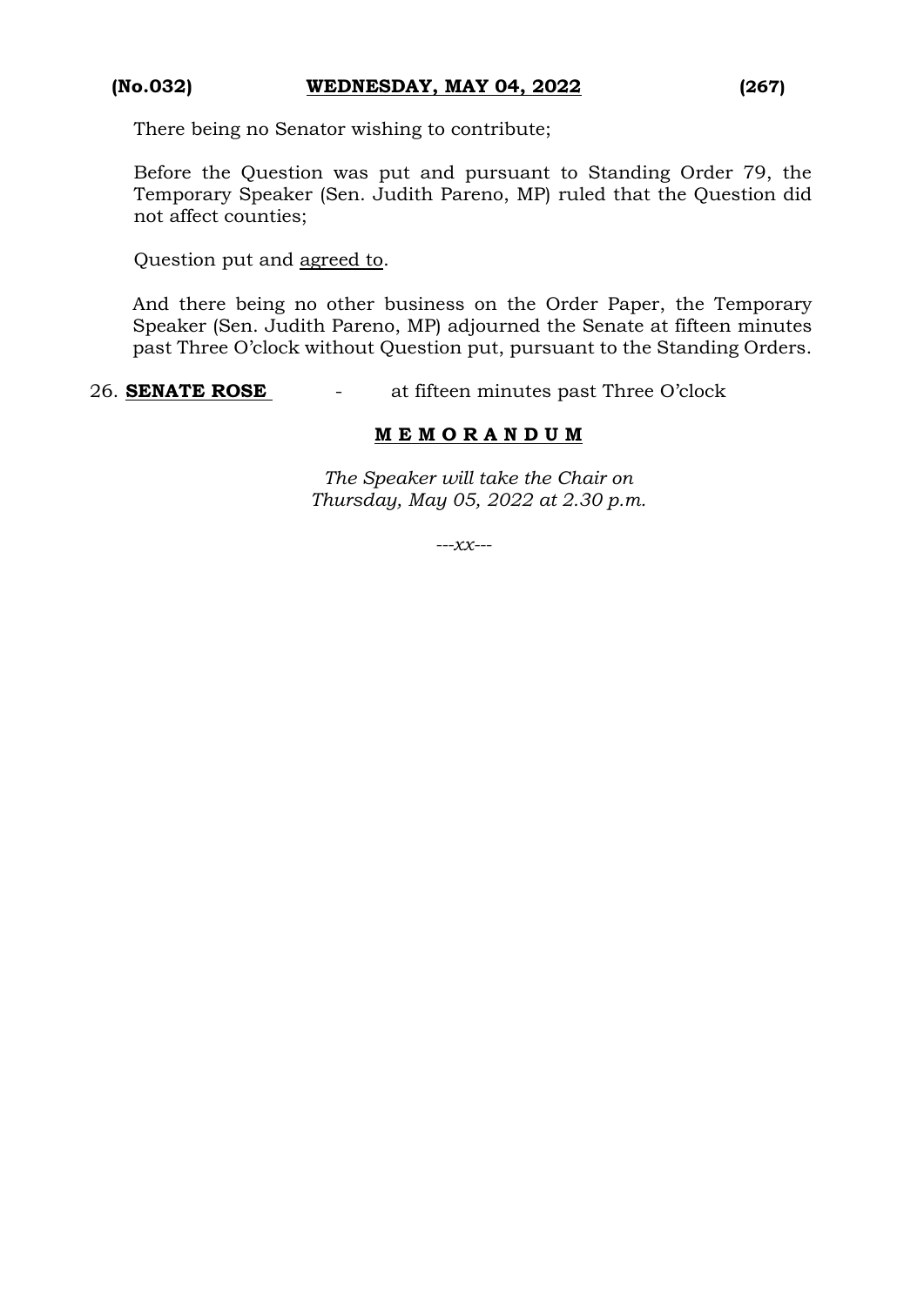There being no Senator wishing to contribute;

Before the Question was put and pursuant to Standing Order 79, the Temporary Speaker (Sen. Judith Pareno, MP) ruled that the Question did not affect counties;

Question put and agreed to.

And there being no other business on the Order Paper, the Temporary Speaker (Sen. Judith Pareno, MP) adjourned the Senate at fifteen minutes past Three O'clock without Question put, pursuant to the Standing Orders.

26. **SENATE ROSE** - at fifteen minutes past Three O'clock

**M E M O R A N D U M**

*The Speaker will take the Chair on Thursday, May 05, 2022 at 2.30 p.m.*

*---xx---*